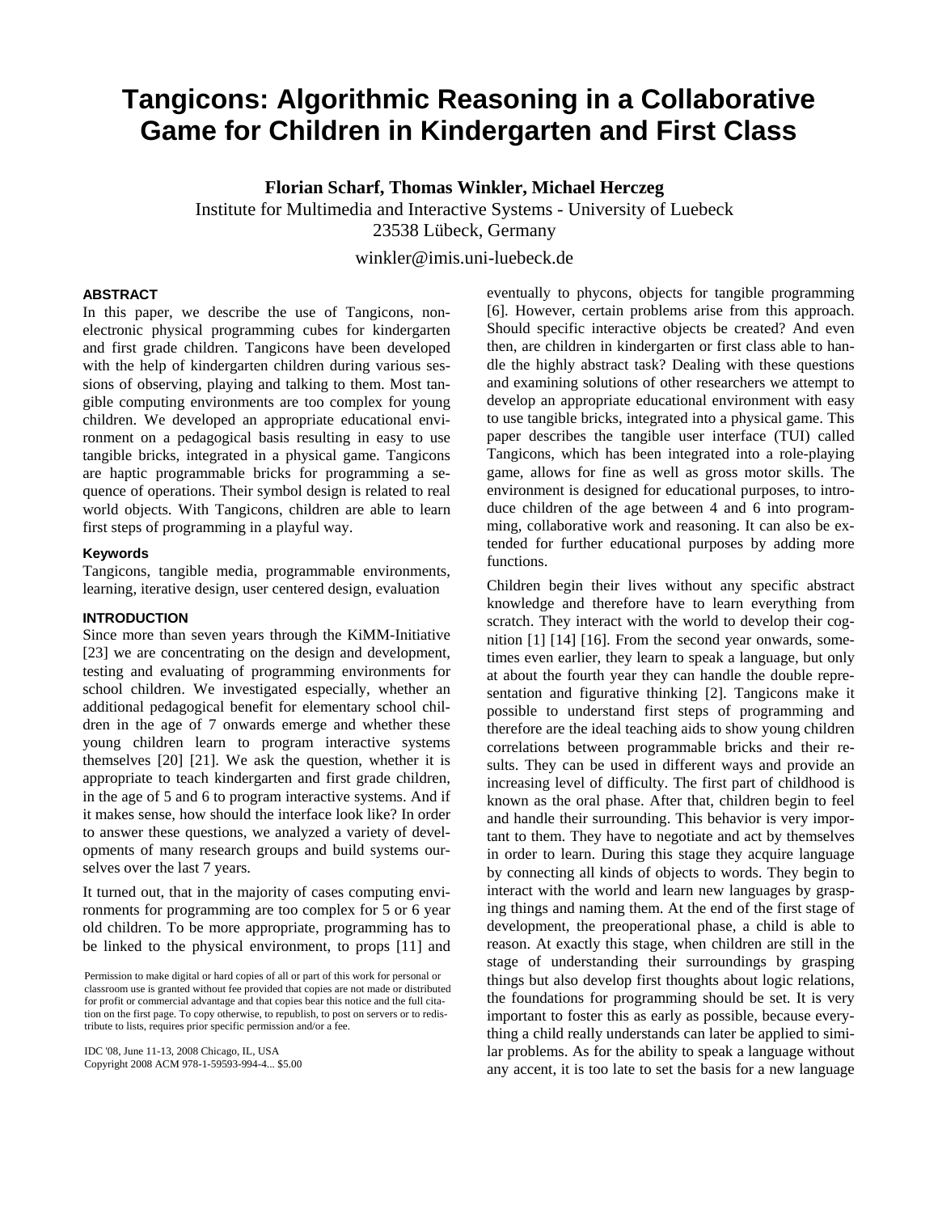# Tangicons: Algorithmic Reasoning in a Collaborative Game for Children in Kindergarten and First Class

**Florian Scharf, Thomas Winkler, Michael Herczeg**

Institute for Multimedia and Interactive Systems - University of Luebeck
23538 Lübeck, Germany

winkler@imis.uni-luebeck.de

### ABSTRACT

In this paper, we describe the use of Tangicons, non-electronic physical programming cubes for kindergarten and first grade children. Tangicons have been developed with the help of kindergarten children during various sessions of observing, playing and talking to them. Most tangible computing environments are too complex for young children. We developed an appropriate educational environment on a pedagogical basis resulting in easy to use tangible bricks, integrated in a physical game. Tangicons are haptic programmable bricks for programming a sequence of operations. Their symbol design is related to real world objects. With Tangicons, children are able to learn first steps of programming in a playful way.

### Keywords

Tangicons, tangible media, programmable environments, learning, iterative design, user centered design, evaluation

### INTRODUCTION

Since more than seven years through the KiMM-Initiative [23] we are concentrating on the design and development, testing and evaluating of programming environments for school children. We investigated especially, whether an additional pedagogical benefit for elementary school children in the age of 7 onwards emerge and whether these young children learn to program interactive systems themselves [20] [21]. We ask the question, whether it is appropriate to teach kindergarten and first grade children, in the age of 5 and 6 to program interactive systems. And if it makes sense, how should the interface look like? In order to answer these questions, we analyzed a variety of developments of many research groups and build systems ourselves over the last 7 years.

It turned out, that in the majority of cases computing environments for programming are too complex for 5 or 6 year old children. To be more appropriate, programming has to be linked to the physical environment, to props [11] and eventually to phycons, objects for tangible programming [6]. However, certain problems arise from this approach. Should specific interactive objects be created? And even then, are children in kindergarten or first class able to handle the highly abstract task? Dealing with these questions and examining solutions of other researchers we attempt to develop an appropriate educational environment with easy to use tangible bricks, integrated into a physical game. This paper describes the tangible user interface (TUI) called Tangicons, which has been integrated into a role-playing game, allows for fine as well as gross motor skills. The environment is designed for educational purposes, to introduce children of the age between 4 and 6 into programming, collaborative work and reasoning. It can also be extended for further educational purposes by adding more functions.

Children begin their lives without any specific abstract knowledge and therefore have to learn everything from scratch. They interact with the world to develop their cognition [1] [14] [16]. From the second year onwards, sometimes even earlier, they learn to speak a language, but only at about the fourth year they can handle the double representation and figurative thinking [2]. Tangicons make it possible to understand first steps of programming and therefore are the ideal teaching aids to show young children correlations between programmable bricks and their results. They can be used in different ways and provide an increasing level of difficulty. The first part of childhood is known as the oral phase. After that, children begin to feel and handle their surrounding. This behavior is very important to them. They have to negotiate and act by themselves in order to learn. During this stage they acquire language by connecting all kinds of objects to words. They begin to interact with the world and learn new languages by grasping things and naming them. At the end of the first stage of development, the preoperational phase, a child is able to reason. At exactly this stage, when children are still in the stage of understanding their surroundings by grasping things but also develop first thoughts about logic relations, the foundations for programming should be set. It is very important to foster this as early as possible, because everything a child really understands can later be applied to similar problems. As for the ability to speak a language without any accent, it is too late to set the basis for a new language

Permission to make digital or hard copies of all or part of this work for personal or classroom use is granted without fee provided that copies are not made or distributed for profit or commercial advantage and that copies bear this notice and the full citation on the first page. To copy otherwise, to republish, to post on servers or to redistribute to lists, requires prior specific permission and/or a fee.

IDC '08, June 11-13, 2008 Chicago, IL, USA
Copyright 2008 ACM 978-1-59593-994-4... $5.00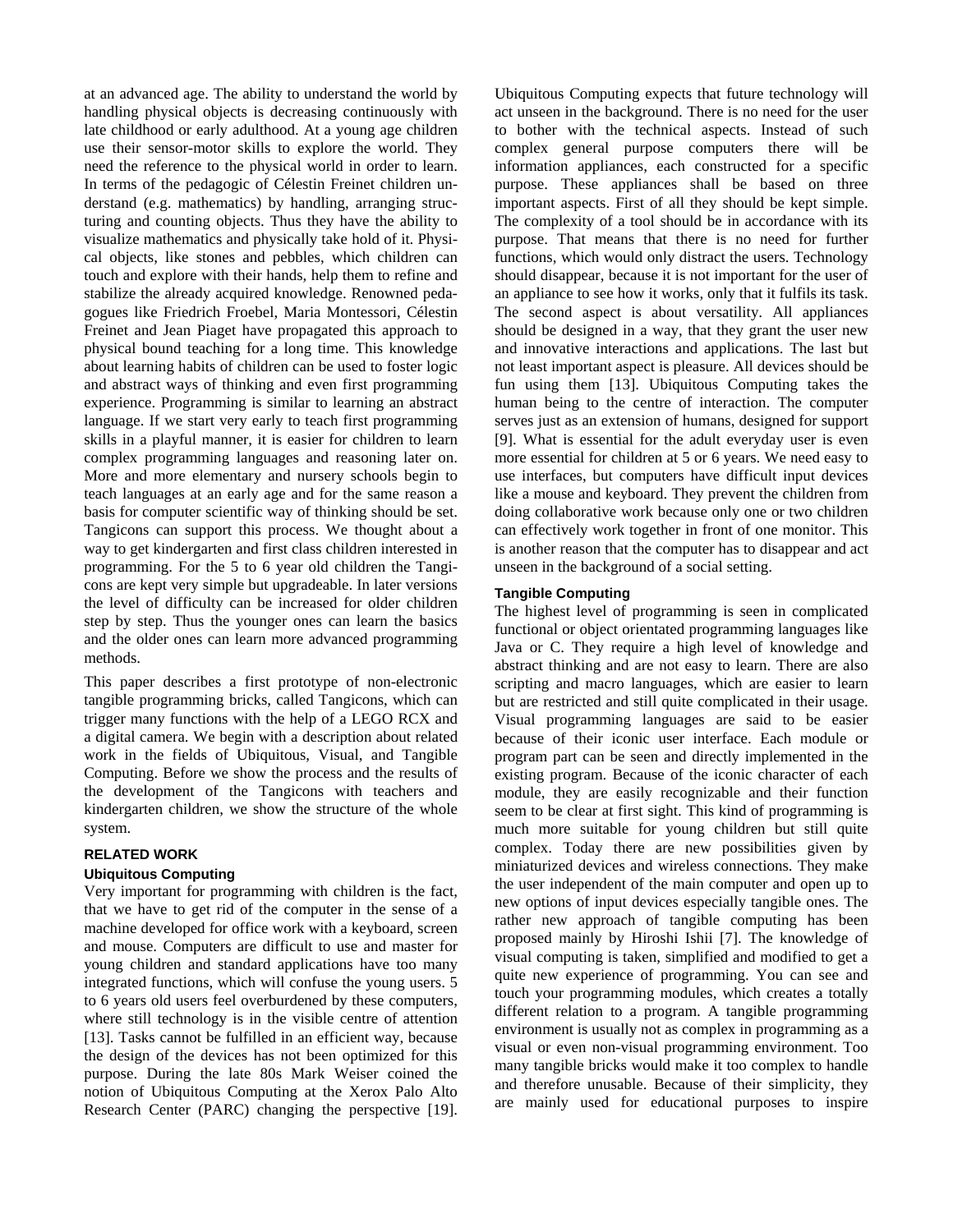at an advanced age. The ability to understand the world by handling physical objects is decreasing continuously with late childhood or early adulthood. At a young age children use their sensor-motor skills to explore the world. They need the reference to the physical world in order to learn. In terms of the pedagogic of Célestin Freinet children understand (e.g. mathematics) by handling, arranging structuring and counting objects. Thus they have the ability to visualize mathematics and physically take hold of it. Physical objects, like stones and pebbles, which children can touch and explore with their hands, help them to refine and stabilize the already acquired knowledge. Renowned pedagogues like Friedrich Froebel, Maria Montessori, Célestin Freinet and Jean Piaget have propagated this approach to physical bound teaching for a long time. This knowledge about learning habits of children can be used to foster logic and abstract ways of thinking and even first programming experience. Programming is similar to learning an abstract language. If we start very early to teach first programming skills in a playful manner, it is easier for children to learn complex programming languages and reasoning later on. More and more elementary and nursery schools begin to teach languages at an early age and for the same reason a basis for computer scientific way of thinking should be set. Tangicons can support this process. We thought about a way to get kindergarten and first class children interested in programming. For the 5 to 6 year old children the Tangicons are kept very simple but upgradeable. In later versions the level of difficulty can be increased for older children step by step. Thus the younger ones can learn the basics and the older ones can learn more advanced programming methods.

This paper describes a first prototype of non-electronic tangible programming bricks, called Tangicons, which can trigger many functions with the help of a LEGO RCX and a digital camera. We begin with a description about related work in the fields of Ubiquitous, Visual, and Tangible Computing. Before we show the process and the results of the development of the Tangicons with teachers and kindergarten children, we show the structure of the whole system.

## RELATED WORK

### Ubiquitous Computing

Very important for programming with children is the fact, that we have to get rid of the computer in the sense of a machine developed for office work with a keyboard, screen and mouse. Computers are difficult to use and master for young children and standard applications have too many integrated functions, which will confuse the young users. 5 to 6 years old users feel overburdened by these computers, where still technology is in the visible centre of attention [13]. Tasks cannot be fulfilled in an efficient way, because the design of the devices has not been optimized for this purpose. During the late 80s Mark Weiser coined the notion of Ubiquitous Computing at the Xerox Palo Alto Research Center (PARC) changing the perspective [19]. Ubiquitous Computing expects that future technology will act unseen in the background. There is no need for the user to bother with the technical aspects. Instead of such complex general purpose computers there will be information appliances, each constructed for a specific purpose. These appliances shall be based on three important aspects. First of all they should be kept simple. The complexity of a tool should be in accordance with its purpose. That means that there is no need for further functions, which would only distract the users. Technology should disappear, because it is not important for the user of an appliance to see how it works, only that it fulfils its task. The second aspect is about versatility. All appliances should be designed in a way, that they grant the user new and innovative interactions and applications. The last but not least important aspect is pleasure. All devices should be fun using them [13]. Ubiquitous Computing takes the human being to the centre of interaction. The computer serves just as an extension of humans, designed for support [9]. What is essential for the adult everyday user is even more essential for children at 5 or 6 years. We need easy to use interfaces, but computers have difficult input devices like a mouse and keyboard. They prevent the children from doing collaborative work because only one or two children can effectively work together in front of one monitor. This is another reason that the computer has to disappear and act unseen in the background of a social setting.

### Tangible Computing

The highest level of programming is seen in complicated functional or object orientated programming languages like Java or C. They require a high level of knowledge and abstract thinking and are not easy to learn. There are also scripting and macro languages, which are easier to learn but are restricted and still quite complicated in their usage. Visual programming languages are said to be easier because of their iconic user interface. Each module or program part can be seen and directly implemented in the existing program. Because of the iconic character of each module, they are easily recognizable and their function seem to be clear at first sight. This kind of programming is much more suitable for young children but still quite complex. Today there are new possibilities given by miniaturized devices and wireless connections. They make the user independent of the main computer and open up to new options of input devices especially tangible ones. The rather new approach of tangible computing has been proposed mainly by Hiroshi Ishii [7]. The knowledge of visual computing is taken, simplified and modified to get a quite new experience of programming. You can see and touch your programming modules, which creates a totally different relation to a program. A tangible programming environment is usually not as complex in programming as a visual or even non-visual programming environment. Too many tangible bricks would make it too complex to handle and therefore unusable. Because of their simplicity, they are mainly used for educational purposes to inspire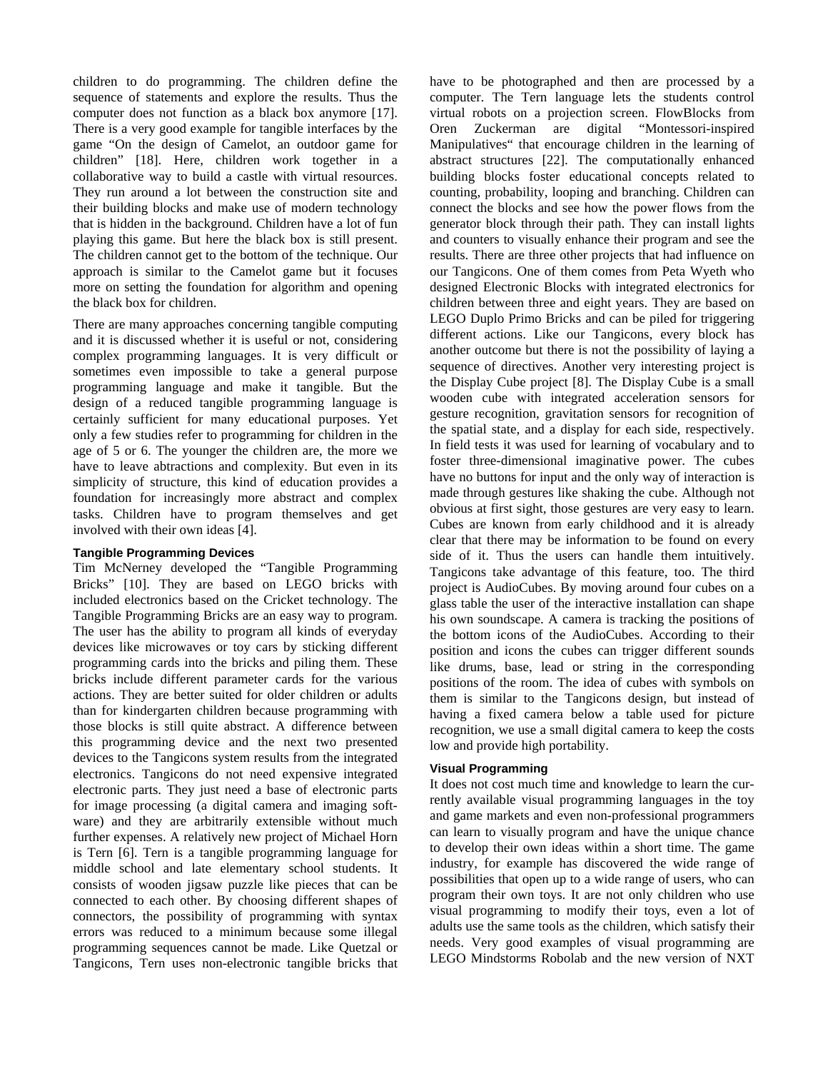children to do programming. The children define the sequence of statements and explore the results. Thus the computer does not function as a black box anymore [17]. There is a very good example for tangible interfaces by the game "On the design of Camelot, an outdoor game for children" [18]. Here, children work together in a collaborative way to build a castle with virtual resources. They run around a lot between the construction site and their building blocks and make use of modern technology that is hidden in the background. Children have a lot of fun playing this game. But here the black box is still present. The children cannot get to the bottom of the technique. Our approach is similar to the Camelot game but it focuses more on setting the foundation for algorithm and opening the black box for children.

There are many approaches concerning tangible computing and it is discussed whether it is useful or not, considering complex programming languages. It is very difficult or sometimes even impossible to take a general purpose programming language and make it tangible. But the design of a reduced tangible programming language is certainly sufficient for many educational purposes. Yet only a few studies refer to programming for children in the age of 5 or 6. The younger the children are, the more we have to leave abtractions and complexity. But even in its simplicity of structure, this kind of education provides a foundation for increasingly more abstract and complex tasks. Children have to program themselves and get involved with their own ideas [4].

### Tangible Programming Devices

Tim McNerney developed the "Tangible Programming Bricks" [10]. They are based on LEGO bricks with included electronics based on the Cricket technology. The Tangible Programming Bricks are an easy way to program. The user has the ability to program all kinds of everyday devices like microwaves or toy cars by sticking different programming cards into the bricks and piling them. These bricks include different parameter cards for the various actions. They are better suited for older children or adults than for kindergarten children because programming with those blocks is still quite abstract. A difference between this programming device and the next two presented devices to the Tangicons system results from the integrated electronics. Tangicons do not need expensive integrated electronic parts. They just need a base of electronic parts for image processing (a digital camera and imaging software) and they are arbitrarily extensible without much further expenses. A relatively new project of Michael Horn is Tern [6]. Tern is a tangible programming language for middle school and late elementary school students. It consists of wooden jigsaw puzzle like pieces that can be connected to each other. By choosing different shapes of connectors, the possibility of programming with syntax errors was reduced to a minimum because some illegal programming sequences cannot be made. Like Quetzal or Tangicons, Tern uses non-electronic tangible bricks that have to be photographed and then are processed by a computer. The Tern language lets the students control virtual robots on a projection screen. FlowBlocks from Oren Zuckerman are digital "Montessori-inspired Manipulatives" that encourage children in the learning of abstract structures [22]. The computationally enhanced building blocks foster educational concepts related to counting, probability, looping and branching. Children can connect the blocks and see how the power flows from the generator block through their path. They can install lights and counters to visually enhance their program and see the results. There are three other projects that had influence on our Tangicons. One of them comes from Peta Wyeth who designed Electronic Blocks with integrated electronics for children between three and eight years. They are based on LEGO Duplo Primo Bricks and can be piled for triggering different actions. Like our Tangicons, every block has another outcome but there is not the possibility of laying a sequence of directives. Another very interesting project is the Display Cube project [8]. The Display Cube is a small wooden cube with integrated acceleration sensors for gesture recognition, gravitation sensors for recognition of the spatial state, and a display for each side, respectively. In field tests it was used for learning of vocabulary and to foster three-dimensional imaginative power. The cubes have no buttons for input and the only way of interaction is made through gestures like shaking the cube. Although not obvious at first sight, those gestures are very easy to learn. Cubes are known from early childhood and it is already clear that there may be information to be found on every side of it. Thus the users can handle them intuitively. Tangicons take advantage of this feature, too. The third project is AudioCubes. By moving around four cubes on a glass table the user of the interactive installation can shape his own soundscape. A camera is tracking the positions of the bottom icons of the AudioCubes. According to their position and icons the cubes can trigger different sounds like drums, base, lead or string in the corresponding positions of the room. The idea of cubes with symbols on them is similar to the Tangicons design, but instead of having a fixed camera below a table used for picture recognition, we use a small digital camera to keep the costs low and provide high portability.

### Visual Programming

It does not cost much time and knowledge to learn the currently available visual programming languages in the toy and game markets and even non-professional programmers can learn to visually program and have the unique chance to develop their own ideas within a short time. The game industry, for example has discovered the wide range of possibilities that open up to a wide range of users, who can program their own toys. It are not only children who use visual programming to modify their toys, even a lot of adults use the same tools as the children, which satisfy their needs. Very good examples of visual programming are LEGO Mindstorms Robolab and the new version of NXT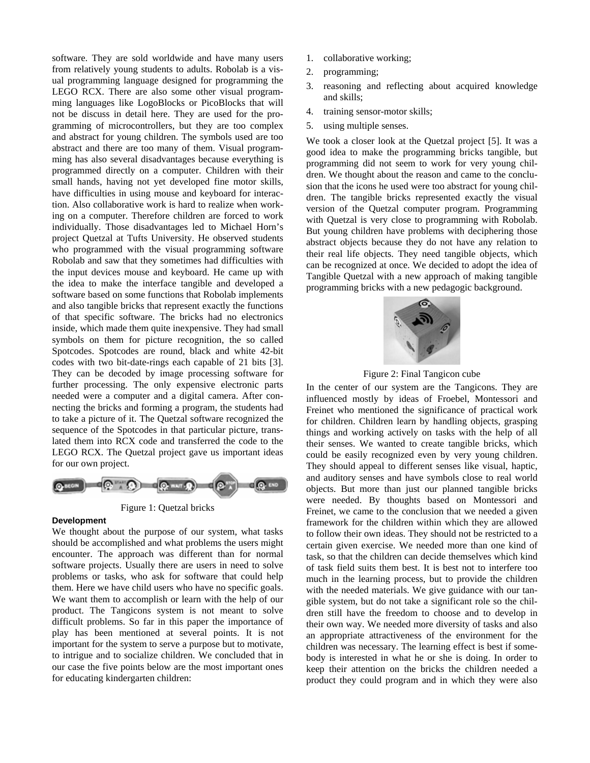software. They are sold worldwide and have many users from relatively young students to adults. Robolab is a visual programming language designed for programming the LEGO RCX. There are also some other visual programming languages like LogoBlocks or PicoBlocks that will not be discuss in detail here. They are used for the programming of microcontrollers, but they are too complex and abstract for young children. The symbols used are too abstract and there are too many of them. Visual programming has also several disadvantages because everything is programmed directly on a computer. Children with their small hands, having not yet developed fine motor skills, have difficulties in using mouse and keyboard for interaction. Also collaborative work is hard to realize when working on a computer. Therefore children are forced to work individually. Those disadvantages led to Michael Horn's project Quetzal at Tufts University. He observed students who programmed with the visual programming software Robolab and saw that they sometimes had difficulties with the input devices mouse and keyboard. He came up with the idea to make the interface tangible and developed a software based on some functions that Robolab implements and also tangible bricks that represent exactly the functions of that specific software. The bricks had no electronics inside, which made them quite inexpensive. They had small symbols on them for picture recognition, the so called Spotcodes. Spotcodes are round, black and white 42-bit codes with two bit-date-rings each capable of 21 bits [3]. They can be decoded by image processing software for further processing. The only expensive electronic parts needed were a computer and a digital camera. After connecting the bricks and forming a program, the students had to take a picture of it. The Quetzal software recognized the sequence of the Spotcodes in that particular picture, translated them into RCX code and transferred the code to the LEGO RCX. The Quetzal project gave us important ideas for our own project.

Figure 1: Quetzal bricks

### Development

We thought about the purpose of our system, what tasks should be accomplished and what problems the users might encounter. The approach was different than for normal software projects. Usually there are users in need to solve problems or tasks, who ask for software that could help them. Here we have child users who have no specific goals. We want them to accomplish or learn with the help of our product. The Tangicons system is not meant to solve difficult problems. So far in this paper the importance of play has been mentioned at several points. It is not important for the system to serve a purpose but to motivate, to intrigue and to socialize children. We concluded that in our case the five points below are the most important ones for educating kindergarten children:

1. collaborative working;
2. programming;
3. reasoning and reflecting about acquired knowledge and skills;
4. training sensor-motor skills;
5. using multiple senses.

We took a closer look at the Quetzal project [5]. It was a good idea to make the programming bricks tangible, but programming did not seem to work for very young children. We thought about the reason and came to the conclusion that the icons he used were too abstract for young children. The tangible bricks represented exactly the visual version of the Quetzal computer program. Programming with Quetzal is very close to programming with Robolab. But young children have problems with deciphering those abstract objects because they do not have any relation to their real life objects. They need tangible objects, which can be recognized at once. We decided to adopt the idea of Tangible Quetzal with a new approach of making tangible programming bricks with a new pedagogic background.

Figure 2: Final Tangicon cube

In the center of our system are the Tangicons. They are influenced mostly by ideas of Froebel, Montessori and Freinet who mentioned the significance of practical work for children. Children learn by handling objects, grasping things and working actively on tasks with the help of all their senses. We wanted to create tangible bricks, which could be easily recognized even by very young children. They should appeal to different senses like visual, haptic, and auditory senses and have symbols close to real world objects. But more than just our planned tangible bricks were needed. By thoughts based on Montessori and Freinet, we came to the conclusion that we needed a given framework for the children within which they are allowed to follow their own ideas. They should not be restricted to a certain given exercise. We needed more than one kind of task, so that the children can decide themselves which kind of task field suits them best. It is best not to interfere too much in the learning process, but to provide the children with the needed materials. We give guidance with our tangible system, but do not take a significant role so the children still have the freedom to choose and to develop in their own way. We needed more diversity of tasks and also an appropriate attractiveness of the environment for the children was necessary. The learning effect is best if somebody is interested in what he or she is doing. In order to keep their attention on the bricks the children needed a product they could program and in which they were also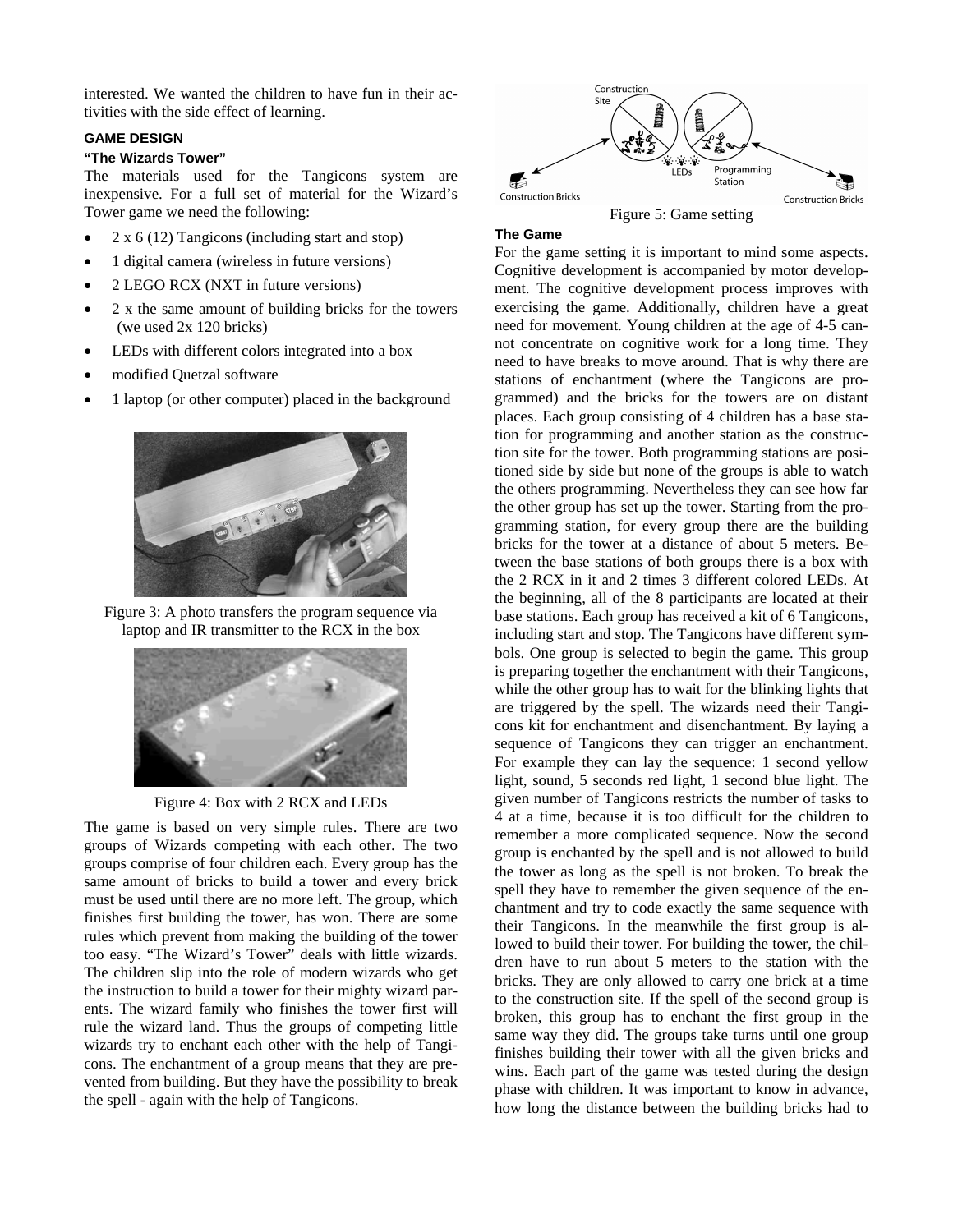interested. We wanted the children to have fun in their activities with the side effect of learning.

## GAME DESIGN

### "The Wizards Tower"

The materials used for the Tangicons system are inexpensive. For a full set of material for the Wizard's Tower game we need the following:

- 2 x 6 (12) Tangicons (including start and stop)
- 1 digital camera (wireless in future versions)
- 2 LEGO RCX (NXT in future versions)
- 2 x the same amount of building bricks for the towers (we used 2x 120 bricks)
- LEDs with different colors integrated into a box
- modified Quetzal software
- 1 laptop (or other computer) placed in the background

Figure 3: A photo transfers the program sequence via laptop and IR transmitter to the RCX in the box

Figure 4: Box with 2 RCX and LEDs

The game is based on very simple rules. There are two groups of Wizards competing with each other. The two groups comprise of four children each. Every group has the same amount of bricks to build a tower and every brick must be used until there are no more left. The group, which finishes first building the tower, has won. There are some rules which prevent from making the building of the tower too easy. "The Wizard's Tower" deals with little wizards. The children slip into the role of modern wizards who get the instruction to build a tower for their mighty wizard parents. The wizard family who finishes the tower first will rule the wizard land. Thus the groups of competing little wizards try to enchant each other with the help of Tangicons. The enchantment of a group means that they are prevented from building. But they have the possibility to break the spell - again with the help of Tangicons.

Construction Site

LEDs

Programming Station

Construction Bricks

Construction Bricks

Figure 5: Game setting

### The Game

For the game setting it is important to mind some aspects. Cognitive development is accompanied by motor development. The cognitive development process improves with exercising the game. Additionally, children have a great need for movement. Young children at the age of 4-5 cannot concentrate on cognitive work for a long time. They need to have breaks to move around. That is why there are stations of enchantment (where the Tangicons are programmed) and the bricks for the towers are on distant places. Each group consisting of 4 children has a base station for programming and another station as the construction site for the tower. Both programming stations are positioned side by side but none of the groups is able to watch the others programming. Nevertheless they can see how far the other group has set up the tower. Starting from the programming station, for every group there are the building bricks for the tower at a distance of about 5 meters. Between the base stations of both groups there is a box with the 2 RCX in it and 2 times 3 different colored LEDs. At the beginning, all of the 8 participants are located at their base stations. Each group has received a kit of 6 Tangicons, including start and stop. The Tangicons have different symbols. One group is selected to begin the game. This group is preparing together the enchantment with their Tangicons, while the other group has to wait for the blinking lights that are triggered by the spell. The wizards need their Tangicons kit for enchantment and disenchantment. By laying a sequence of Tangicons they can trigger an enchantment. For example they can lay the sequence: 1 second yellow light, sound, 5 seconds red light, 1 second blue light. The given number of Tangicons restricts the number of tasks to 4 at a time, because it is too difficult for the children to remember a more complicated sequence. Now the second group is enchanted by the spell and is not allowed to build the tower as long as the spell is not broken. To break the spell they have to remember the given sequence of the enchantment and try to code exactly the same sequence with their Tangicons. In the meanwhile the first group is allowed to build their tower. For building the tower, the children have to run about 5 meters to the station with the bricks. They are only allowed to carry one brick at a time to the construction site. If the spell of the second group is broken, this group has to enchant the first group in the same way they did. The groups take turns until one group finishes building their tower with all the given bricks and wins. Each part of the game was tested during the design phase with children. It was important to know in advance, how long the distance between the building bricks had to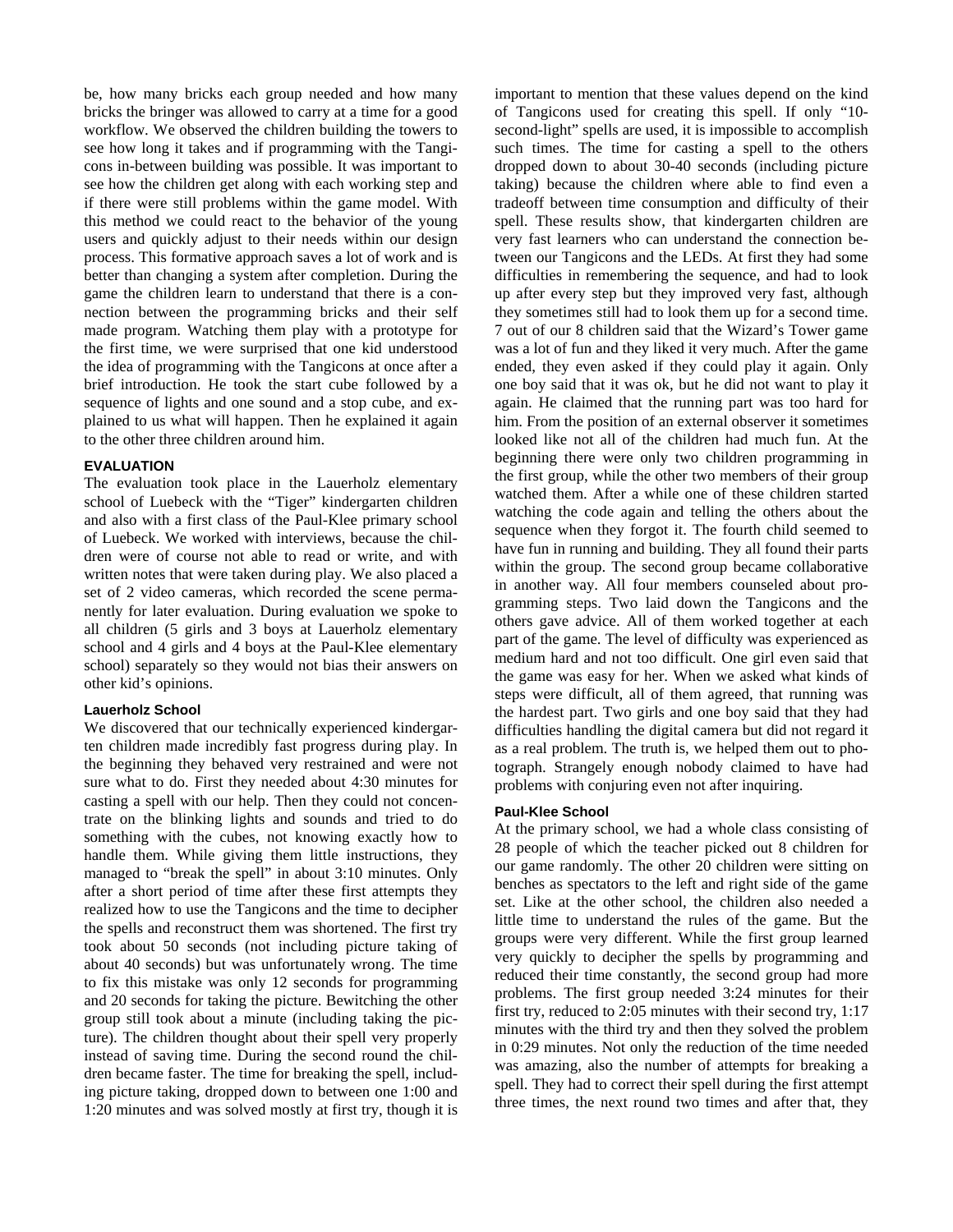be, how many bricks each group needed and how many bricks the bringer was allowed to carry at a time for a good workflow. We observed the children building the towers to see how long it takes and if programming with the Tangicons in-between building was possible. It was important to see how the children get along with each working step and if there were still problems within the game model. With this method we could react to the behavior of the young users and quickly adjust to their needs within our design process. This formative approach saves a lot of work and is better than changing a system after completion. During the game the children learn to understand that there is a connection between the programming bricks and their self made program. Watching them play with a prototype for the first time, we were surprised that one kid understood the idea of programming with the Tangicons at once after a brief introduction. He took the start cube followed by a sequence of lights and one sound and a stop cube, and explained to us what will happen. Then he explained it again to the other three children around him.

## EVALUATION

The evaluation took place in the Lauerholz elementary school of Luebeck with the "Tiger" kindergarten children and also with a first class of the Paul-Klee primary school of Luebeck. We worked with interviews, because the children were of course not able to read or write, and with written notes that were taken during play. We also placed a set of 2 video cameras, which recorded the scene permanently for later evaluation. During evaluation we spoke to all children (5 girls and 3 boys at Lauerholz elementary school and 4 girls and 4 boys at the Paul-Klee elementary school) separately so they would not bias their answers on other kid's opinions.

### Lauerholz School

We discovered that our technically experienced kindergarten children made incredibly fast progress during play. In the beginning they behaved very restrained and were not sure what to do. First they needed about 4:30 minutes for casting a spell with our help. Then they could not concentrate on the blinking lights and sounds and tried to do something with the cubes, not knowing exactly how to handle them. While giving them little instructions, they managed to "break the spell" in about 3:10 minutes. Only after a short period of time after these first attempts they realized how to use the Tangicons and the time to decipher the spells and reconstruct them was shortened. The first try took about 50 seconds (not including picture taking of about 40 seconds) but was unfortunately wrong. The time to fix this mistake was only 12 seconds for programming and 20 seconds for taking the picture. Bewitching the other group still took about a minute (including taking the picture). The children thought about their spell very properly instead of saving time. During the second round the children became faster. The time for breaking the spell, including picture taking, dropped down to between one 1:00 and 1:20 minutes and was solved mostly at first try, though it is important to mention that these values depend on the kind of Tangicons used for creating this spell. If only "10-second-light" spells are used, it is impossible to accomplish such times. The time for casting a spell to the others dropped down to about 30-40 seconds (including picture taking) because the children where able to find even a tradeoff between time consumption and difficulty of their spell. These results show, that kindergarten children are very fast learners who can understand the connection between our Tangicons and the LEDs. At first they had some difficulties in remembering the sequence, and had to look up after every step but they improved very fast, although they sometimes still had to look them up for a second time. 7 out of our 8 children said that the Wizard's Tower game was a lot of fun and they liked it very much. After the game ended, they even asked if they could play it again. Only one boy said that it was ok, but he did not want to play it again. He claimed that the running part was too hard for him. From the position of an external observer it sometimes looked like not all of the children had much fun. At the beginning there were only two children programming in the first group, while the other two members of their group watched them. After a while one of these children started watching the code again and telling the others about the sequence when they forgot it. The fourth child seemed to have fun in running and building. They all found their parts within the group. The second group became collaborative in another way. All four members counseled about programming steps. Two laid down the Tangicons and the others gave advice. All of them worked together at each part of the game. The level of difficulty was experienced as medium hard and not too difficult. One girl even said that the game was easy for her. When we asked what kinds of steps were difficult, all of them agreed, that running was the hardest part. Two girls and one boy said that they had difficulties handling the digital camera but did not regard it as a real problem. The truth is, we helped them out to photograph. Strangely enough nobody claimed to have had problems with conjuring even not after inquiring.

### Paul-Klee School

At the primary school, we had a whole class consisting of 28 people of which the teacher picked out 8 children for our game randomly. The other 20 children were sitting on benches as spectators to the left and right side of the game set. Like at the other school, the children also needed a little time to understand the rules of the game. But the groups were very different. While the first group learned very quickly to decipher the spells by programming and reduced their time constantly, the second group had more problems. The first group needed 3:24 minutes for their first try, reduced to 2:05 minutes with their second try, 1:17 minutes with the third try and then they solved the problem in 0:29 minutes. Not only the reduction of the time needed was amazing, also the number of attempts for breaking a spell. They had to correct their spell during the first attempt three times, the next round two times and after that, they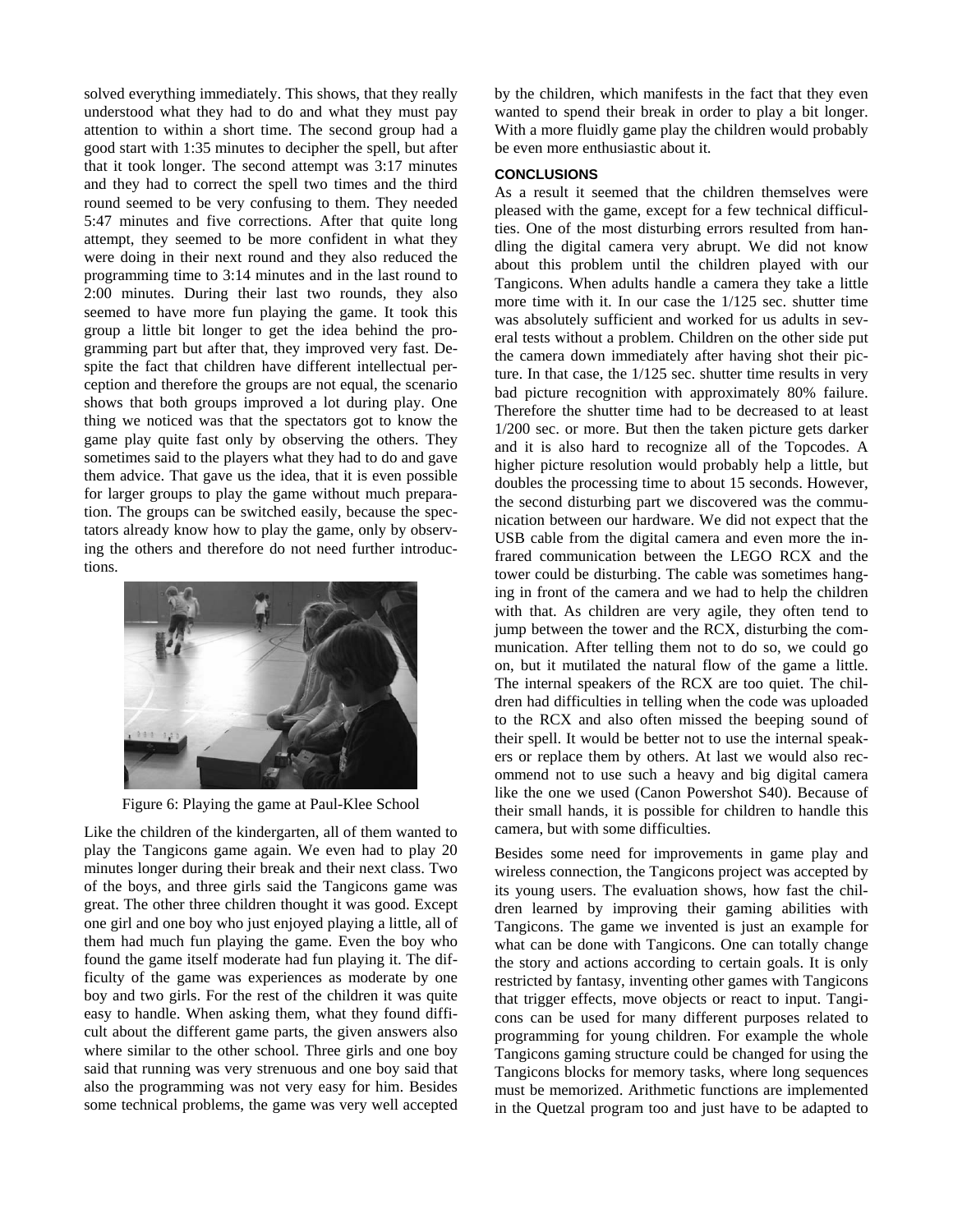solved everything immediately. This shows, that they really understood what they had to do and what they must pay attention to within a short time. The second group had a good start with 1:35 minutes to decipher the spell, but after that it took longer. The second attempt was 3:17 minutes and they had to correct the spell two times and the third round seemed to be very confusing to them. They needed 5:47 minutes and five corrections. After that quite long attempt, they seemed to be more confident in what they were doing in their next round and they also reduced the programming time to 3:14 minutes and in the last round to 2:00 minutes. During their last two rounds, they also seemed to have more fun playing the game. It took this group a little bit longer to get the idea behind the programming part but after that, they improved very fast. Despite the fact that children have different intellectual perception and therefore the groups are not equal, the scenario shows that both groups improved a lot during play. One thing we noticed was that the spectators got to know the game play quite fast only by observing the others. They sometimes said to the players what they had to do and gave them advice. That gave us the idea, that it is even possible for larger groups to play the game without much preparation. The groups can be switched easily, because the spectators already know how to play the game, only by observing the others and therefore do not need further introductions.

Figure 6: Playing the game at Paul-Klee School

Like the children of the kindergarten, all of them wanted to play the Tangicons game again. We even had to play 20 minutes longer during their break and their next class. Two of the boys, and three girls said the Tangicons game was great. The other three children thought it was good. Except one girl and one boy who just enjoyed playing a little, all of them had much fun playing the game. Even the boy who found the game itself moderate had fun playing it. The difficulty of the game was experiences as moderate by one boy and two girls. For the rest of the children it was quite easy to handle. When asking them, what they found difficult about the different game parts, the given answers also where similar to the other school. Three girls and one boy said that running was very strenuous and one boy said that also the programming was not very easy for him. Besides some technical problems, the game was very well accepted by the children, which manifests in the fact that they even wanted to spend their break in order to play a bit longer. With a more fluidly game play the children would probably be even more enthusiastic about it.

## CONCLUSIONS

As a result it seemed that the children themselves were pleased with the game, except for a few technical difficulties. One of the most disturbing errors resulted from handling the digital camera very abrupt. We did not know about this problem until the children played with our Tangicons. When adults handle a camera they take a little more time with it. In our case the 1/125 sec. shutter time was absolutely sufficient and worked for us adults in several tests without a problem. Children on the other side put the camera down immediately after having shot their picture. In that case, the 1/125 sec. shutter time results in very bad picture recognition with approximately 80% failure. Therefore the shutter time had to be decreased to at least 1/200 sec. or more. But then the taken picture gets darker and it is also hard to recognize all of the Topcodes. A higher picture resolution would probably help a little, but doubles the processing time to about 15 seconds. However, the second disturbing part we discovered was the communication between our hardware. We did not expect that the USB cable from the digital camera and even more the infrared communication between the LEGO RCX and the tower could be disturbing. The cable was sometimes hanging in front of the camera and we had to help the children with that. As children are very agile, they often tend to jump between the tower and the RCX, disturbing the communication. After telling them not to do so, we could go on, but it mutilated the natural flow of the game a little. The internal speakers of the RCX are too quiet. The children had difficulties in telling when the code was uploaded to the RCX and also often missed the beeping sound of their spell. It would be better not to use the internal speakers or replace them by others. At last we would also recommend not to use such a heavy and big digital camera like the one we used (Canon Powershot S40). Because of their small hands, it is possible for children to handle this camera, but with some difficulties.

Besides some need for improvements in game play and wireless connection, the Tangicons project was accepted by its young users. The evaluation shows, how fast the children learned by improving their gaming abilities with Tangicons. The game we invented is just an example for what can be done with Tangicons. One can totally change the story and actions according to certain goals. It is only restricted by fantasy, inventing other games with Tangicons that trigger effects, move objects or react to input. Tangicons can be used for many different purposes related to programming for young children. For example the whole Tangicons gaming structure could be changed for using the Tangicons blocks for memory tasks, where long sequences must be memorized. Arithmetic functions are implemented in the Quetzal program too and just have to be adapted to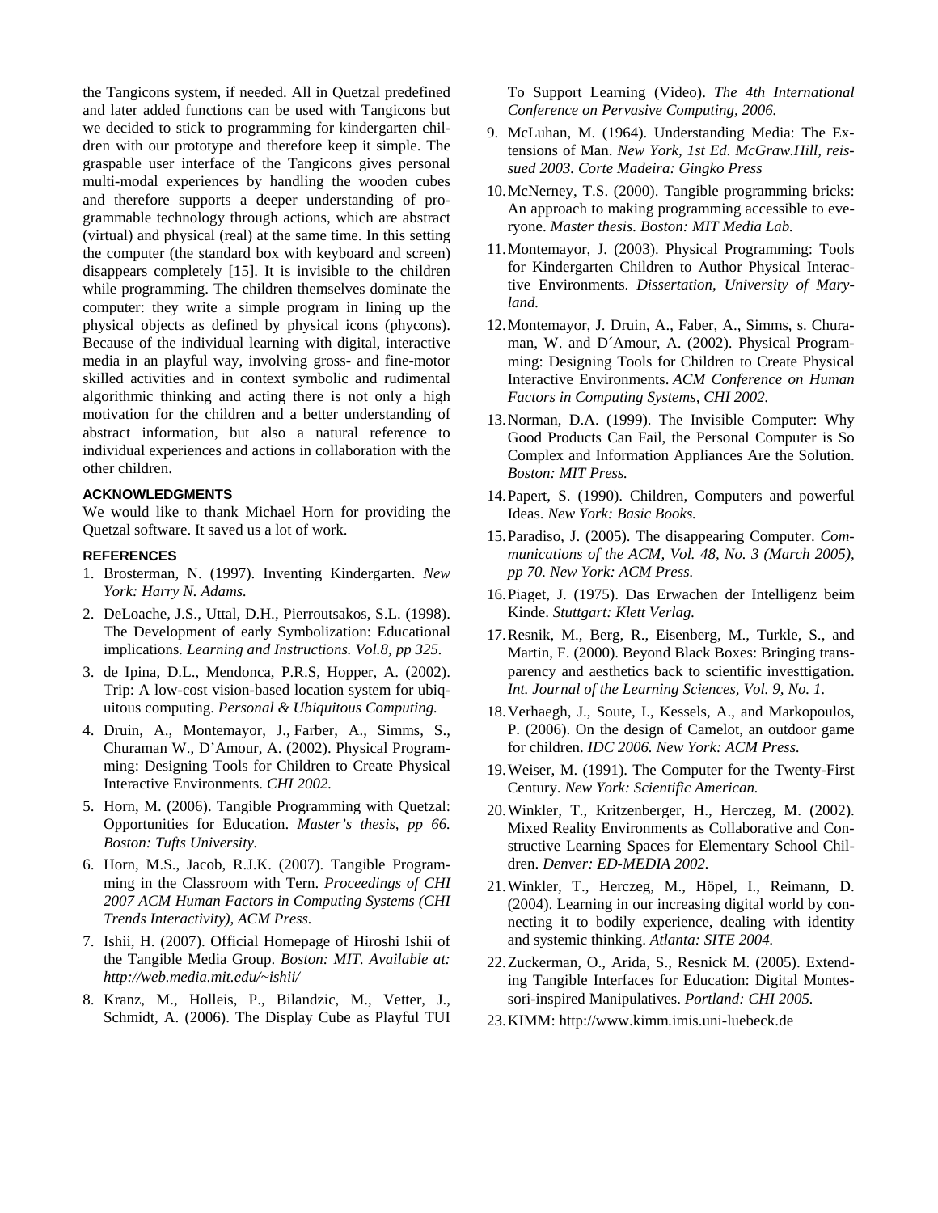the Tangicons system, if needed. All in Quetzal predefined and later added functions can be used with Tangicons but we decided to stick to programming for kindergarten children with our prototype and therefore keep it simple. The graspable user interface of the Tangicons gives personal multi-modal experiences by handling the wooden cubes and therefore supports a deeper understanding of programmable technology through actions, which are abstract (virtual) and physical (real) at the same time. In this setting the computer (the standard box with keyboard and screen) disappears completely [15]. It is invisible to the children while programming. The children themselves dominate the computer: they write a simple program in lining up the physical objects as defined by physical icons (phycons). Because of the individual learning with digital, interactive media in an playful way, involving gross- and fine-motor skilled activities and in context symbolic and rudimental algorithmic thinking and acting there is not only a high motivation for the children and a better understanding of abstract information, but also a natural reference to individual experiences and actions in collaboration with the other children.

### ACKNOWLEDGMENTS

We would like to thank Michael Horn for providing the Quetzal software. It saved us a lot of work.

### REFERENCES

1. Brosterman, N. (1997). Inventing Kindergarten. *New York: Harry N. Adams.*
2. DeLoache, J.S., Uttal, D.H., Pierroutsakos, S.L. (1998). The Development of early Symbolization: Educational implications. *Learning and Instructions. Vol.8, pp 325.*
3. de Ipina, D.L., Mendonca, P.R.S, Hopper, A. (2002). Trip: A low-cost vision-based location system for ubiquitous computing. *Personal & Ubiquitous Computing.*
4. Druin, A., Montemayor, J., Farber, A., Simms, S., Churaman W., D'Amour, A. (2002). Physical Programming: Designing Tools for Children to Create Physical Interactive Environments. *CHI 2002.*
5. Horn, M. (2006). Tangible Programming with Quetzal: Opportunities for Education. *Master's thesis, pp 66. Boston: Tufts University.*
6. Horn, M.S., Jacob, R.J.K. (2007). Tangible Programming in the Classroom with Tern. *Proceedings of CHI 2007 ACM Human Factors in Computing Systems (CHI Trends Interactivity), ACM Press.*
7. Ishii, H. (2007). Official Homepage of Hiroshi Ishii of the Tangible Media Group. *Boston: MIT. Available at: http://web.media.mit.edu/~ishii/*
8. Kranz, M., Holleis, P., Bilandzic, M., Vetter, J., Schmidt, A. (2006). The Display Cube as Playful TUI To Support Learning (Video). *The 4th International Conference on Pervasive Computing, 2006.*
9. McLuhan, M. (1964). Understanding Media: The Extensions of Man. *New York, 1st Ed. McGraw.Hill, reissued 2003. Corte Madeira: Gingko Press*
10. McNerney, T.S. (2000). Tangible programming bricks: An approach to making programming accessible to everyone. *Master thesis. Boston: MIT Media Lab.*
11. Montemayor, J. (2003). Physical Programming: Tools for Kindergarten Children to Author Physical Interactive Environments. *Dissertation, University of Maryland.*
12. Montemayor, J. Druin, A., Faber, A., Simms, s. Churaman, W. and D´Amour, A. (2002). Physical Programming: Designing Tools for Children to Create Physical Interactive Environments. *ACM Conference on Human Factors in Computing Systems, CHI 2002.*
13. Norman, D.A. (1999). The Invisible Computer: Why Good Products Can Fail, the Personal Computer is So Complex and Information Appliances Are the Solution. *Boston: MIT Press.*
14. Papert, S. (1990). Children, Computers and powerful Ideas. *New York: Basic Books.*
15. Paradiso, J. (2005). The disappearing Computer. *Communications of the ACM, Vol. 48, No. 3 (March 2005), pp 70. New York: ACM Press.*
16. Piaget, J. (1975). Das Erwachen der Intelligenz beim Kinde. *Stuttgart: Klett Verlag.*
17. Resnik, M., Berg, R., Eisenberg, M., Turkle, S., and Martin, F. (2000). Beyond Black Boxes: Bringing transparency and aesthetics back to scientific investtigation. *Int. Journal of the Learning Sciences, Vol. 9, No. 1.*
18. Verhaegh, J., Soute, I., Kessels, A., and Markopoulos, P. (2006). On the design of Camelot, an outdoor game for children. *IDC 2006. New York: ACM Press.*
19. Weiser, M. (1991). The Computer for the Twenty-First Century. *New York: Scientific American.*
20. Winkler, T., Kritzenberger, H., Herczeg, M. (2002). Mixed Reality Environments as Collaborative and Constructive Learning Spaces for Elementary School Children. *Denver: ED-MEDIA 2002.*
21. Winkler, T., Herczeg, M., Höpel, I., Reimann, D. (2004). Learning in our increasing digital world by connecting it to bodily experience, dealing with identity and systemic thinking. *Atlanta: SITE 2004.*
22. Zuckerman, O., Arida, S., Resnick M. (2005). Extending Tangible Interfaces for Education: Digital Montessori-inspired Manipulatives. *Portland: CHI 2005.*
23. KIMM: http://www.kimm.imis.uni-luebeck.de